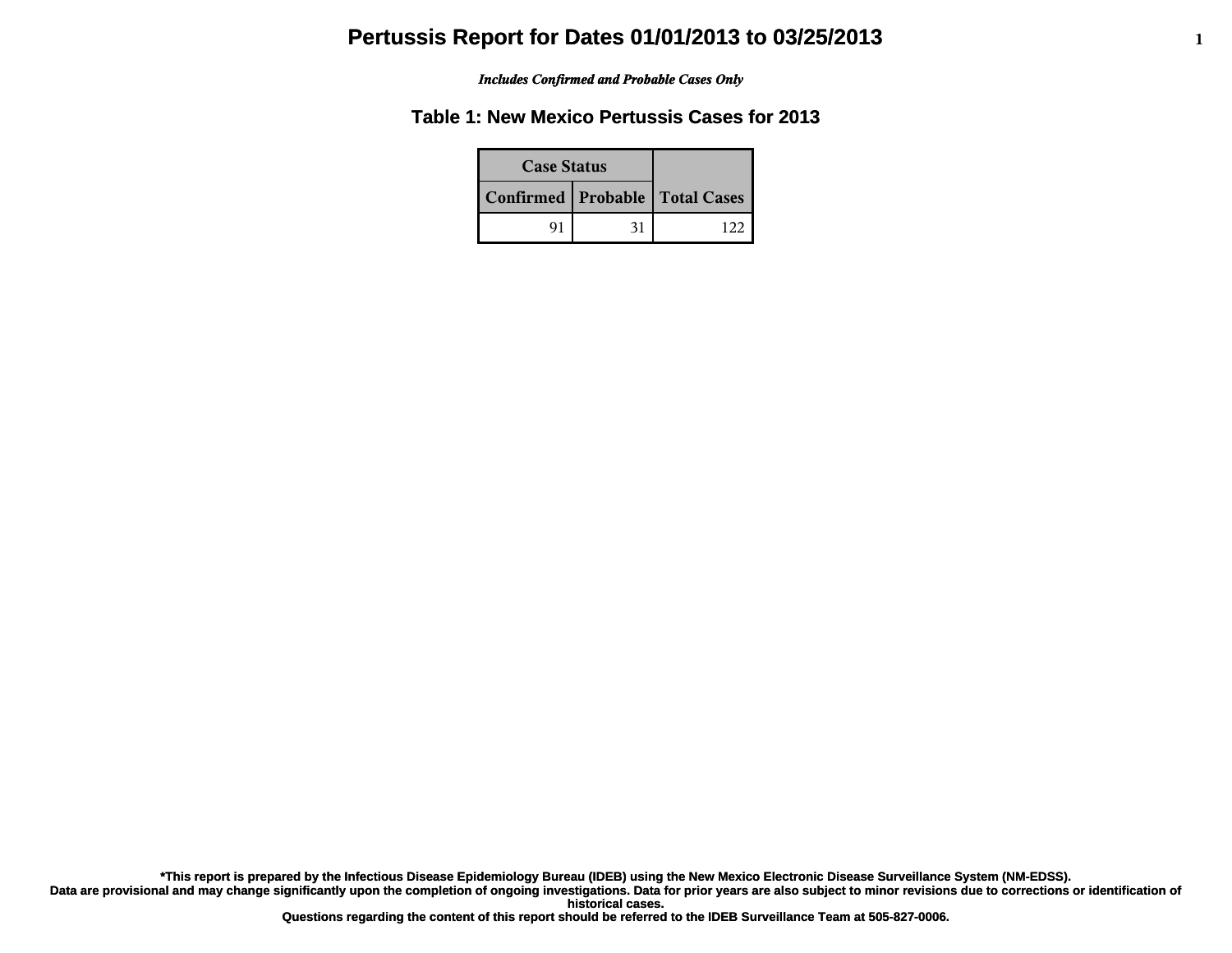# Pertussis Report for Dates 01/01/2013 to 03/25/2013

*Includes Confirmed and Probable Cases Only*

## Table 1: New Mexico Pertussis Cases for 2013

| Case Status | | |
|---|---|---|
| Confirmed | Probable | Total Cases |
| 91 | 31 | 122 |

**\*This report is prepared by the Infectious Disease Epidemiology Bureau (IDEB) using the New Mexico Electronic Disease Surveillance System (NM-EDSS).**
**Data are provisional and may change significantly upon the completion of ongoing investigations. Data for prior years are also subject to minor revisions due to corrections or identification of historical cases.**
**Questions regarding the content of this report should be referred to the IDEB Surveillance Team at 505-827-0006.**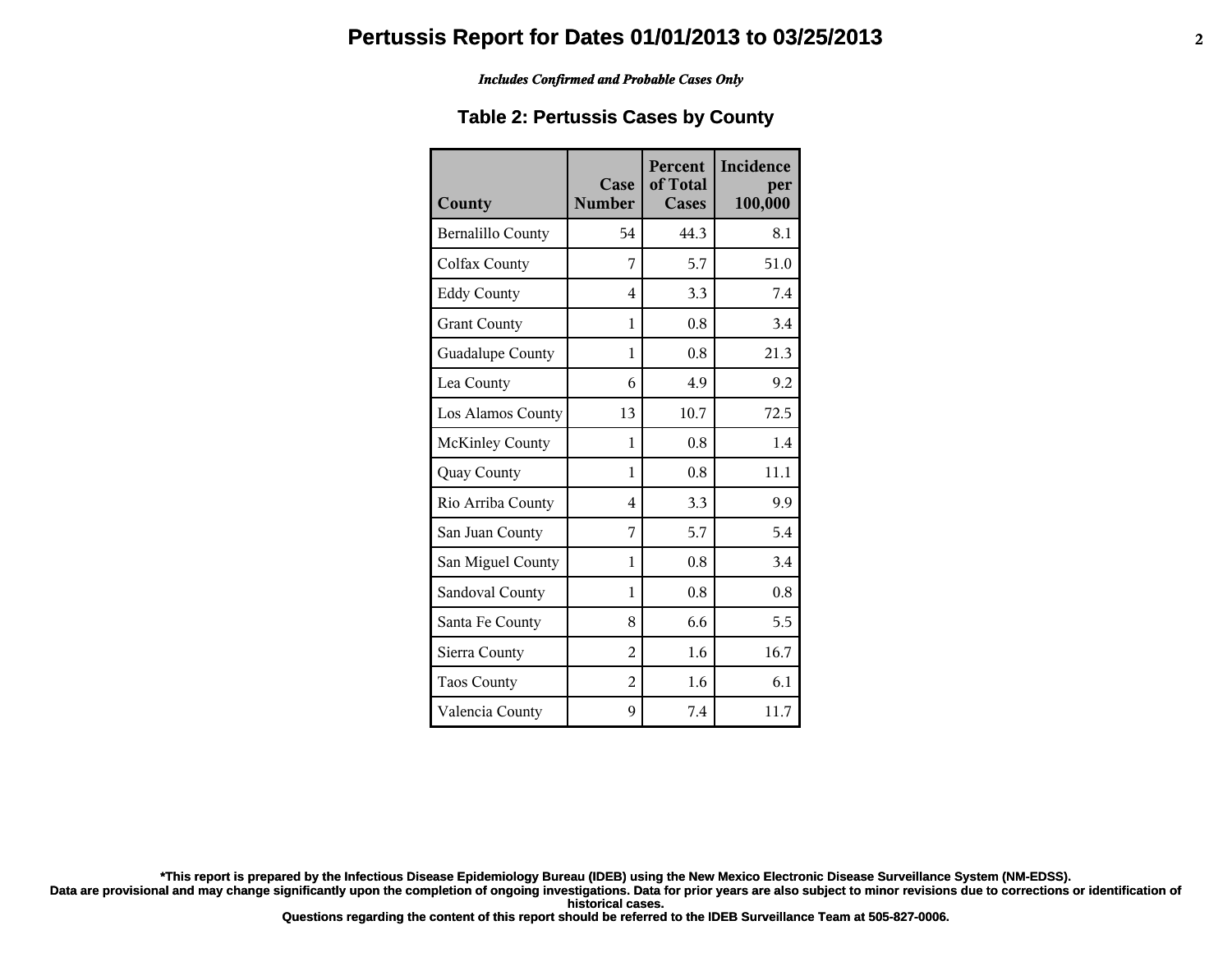# Pertussis Report for Dates 01/01/2013 to 03/25/2013

*Includes Confirmed and Probable Cases Only*

## Table 2: Pertussis Cases by County

| County | Case Number | Percent of Total Cases | Incidence per 100,000 |
|---|---|---|---|
| Bernalillo County | 54 | 44.3 | 8.1 |
| Colfax County | 7 | 5.7 | 51.0 |
| Eddy County | 4 | 3.3 | 7.4 |
| Grant County | 1 | 0.8 | 3.4 |
| Guadalupe County | 1 | 0.8 | 21.3 |
| Lea County | 6 | 4.9 | 9.2 |
| Los Alamos County | 13 | 10.7 | 72.5 |
| McKinley County | 1 | 0.8 | 1.4 |
| Quay County | 1 | 0.8 | 11.1 |
| Rio Arriba County | 4 | 3.3 | 9.9 |
| San Juan County | 7 | 5.7 | 5.4 |
| San Miguel County | 1 | 0.8 | 3.4 |
| Sandoval County | 1 | 0.8 | 0.8 |
| Santa Fe County | 8 | 6.6 | 5.5 |
| Sierra County | 2 | 1.6 | 16.7 |
| Taos County | 2 | 1.6 | 6.1 |
| Valencia County | 9 | 7.4 | 11.7 |

**\*This report is prepared by the Infectious Disease Epidemiology Bureau (IDEB) using the New Mexico Electronic Disease Surveillance System (NM-EDSS). Data are provisional and may change significantly upon the completion of ongoing investigations. Data for prior years are also subject to minor revisions due to corrections or identification of historical cases. Questions regarding the content of this report should be referred to the IDEB Surveillance Team at 505-827-0006.**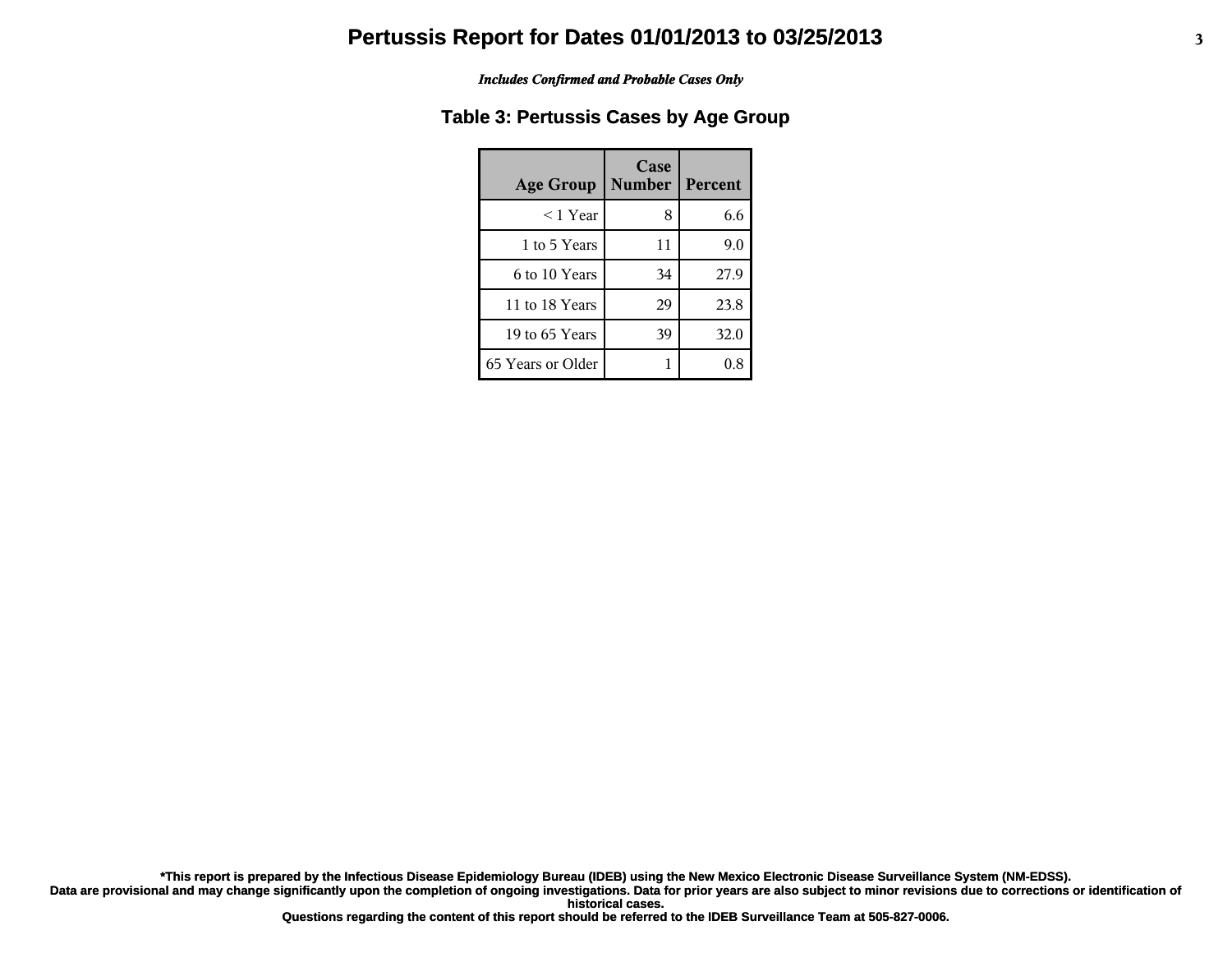# Pertussis Report for Dates 01/01/2013 to 03/25/2013

*Includes Confirmed and Probable Cases Only*

## Table 3: Pertussis Cases by Age Group

| Age Group | Case Number | Percent |
|---|---|---|
| < 1 Year | 8 | 6.6 |
| 1 to 5 Years | 11 | 9.0 |
| 6 to 10 Years | 34 | 27.9 |
| 11 to 18 Years | 29 | 23.8 |
| 19 to 65 Years | 39 | 32.0 |
| 65 Years or Older | 1 | 0.8 |

**\*This report is prepared by the Infectious Disease Epidemiology Bureau (IDEB) using the New Mexico Electronic Disease Surveillance System (NM-EDSS).**
**Data are provisional and may change significantly upon the completion of ongoing investigations. Data for prior years are also subject to minor revisions due to corrections or identification of historical cases.**
**Questions regarding the content of this report should be referred to the IDEB Surveillance Team at 505-827-0006.**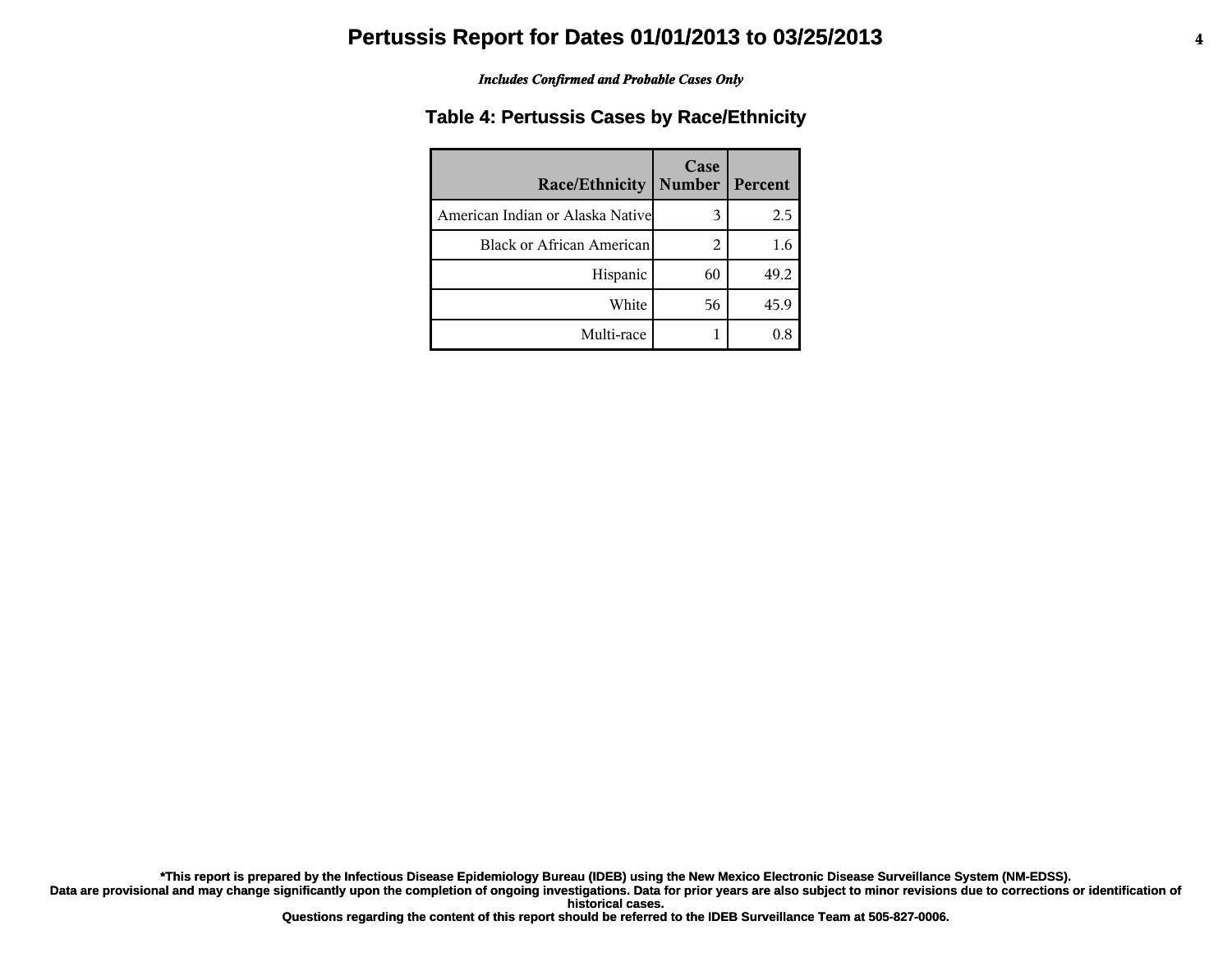# Pertussis Report for Dates 01/01/2013 to 03/25/2013

*Includes Confirmed and Probable Cases Only*

## Table 4: Pertussis Cases by Race/Ethnicity

| Race/Ethnicity | Case Number | Percent |
|---|---|---|
| American Indian or Alaska Native | 3 | 2.5 |
| Black or African American | 2 | 1.6 |
| Hispanic | 60 | 49.2 |
| White | 56 | 45.9 |
| Multi-race | 1 | 0.8 |

**\*This report is prepared by the Infectious Disease Epidemiology Bureau (IDEB) using the New Mexico Electronic Disease Surveillance System (NM-EDSS). Data are provisional and may change significantly upon the completion of ongoing investigations. Data for prior years are also subject to minor revisions due to corrections or identification of historical cases. Questions regarding the content of this report should be referred to the IDEB Surveillance Team at 505-827-0006.**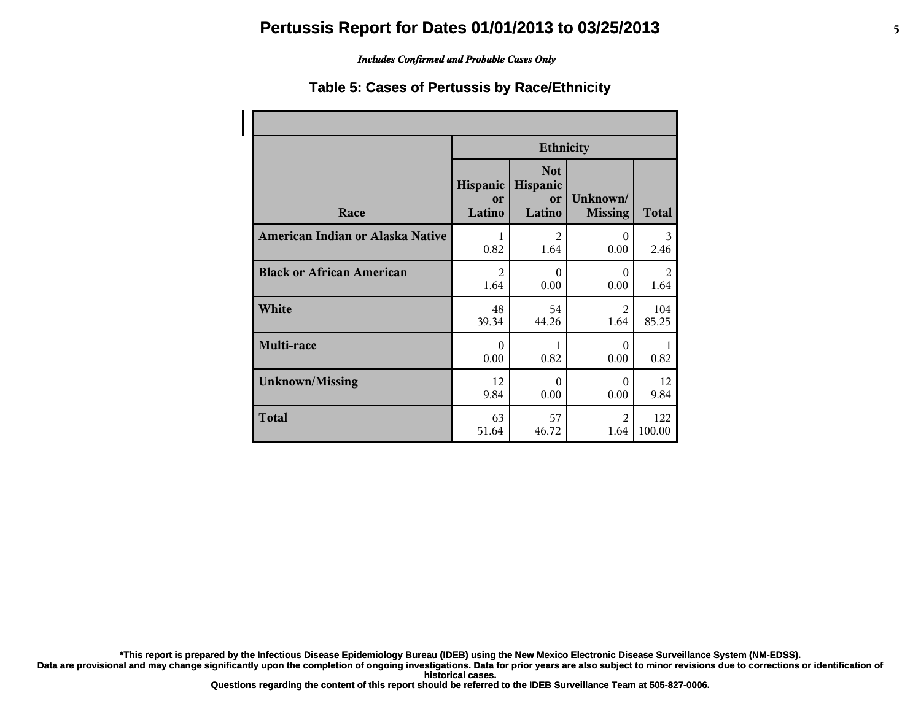# Pertussis Report for Dates 01/01/2013 to 03/25/2013

*Includes Confirmed and Probable Cases Only*

### Table 5: Cases of Pertussis by Race/Ethnicity

| Race | Ethnicity | | | |
|---|---|---|---|---|
| | Hispanic or Latino | Not Hispanic or Latino | Unknown/ Missing | Total |
| American Indian or Alaska Native | 1<br>0.82 | 2<br>1.64 | 0<br>0.00 | 3<br>2.46 |
| Black or African American | 2<br>1.64 | 0<br>0.00 | 0<br>0.00 | 2<br>1.64 |
| White | 48<br>39.34 | 54<br>44.26 | 2<br>1.64 | 104<br>85.25 |
| Multi-race | 0<br>0.00 | 1<br>0.82 | 0<br>0.00 | 1<br>0.82 |
| Unknown/Missing | 12<br>9.84 | 0<br>0.00 | 0<br>0.00 | 12<br>9.84 |
| Total | 63<br>51.64 | 57<br>46.72 | 2<br>1.64 | 122<br>100.00 |

**\*This report is prepared by the Infectious Disease Epidemiology Bureau (IDEB) using the New Mexico Electronic Disease Surveillance System (NM-EDSS).**
**Data are provisional and may change significantly upon the completion of ongoing investigations. Data for prior years are also subject to minor revisions due to corrections or identification of historical cases.**
**Questions regarding the content of this report should be referred to the IDEB Surveillance Team at 505-827-0006.**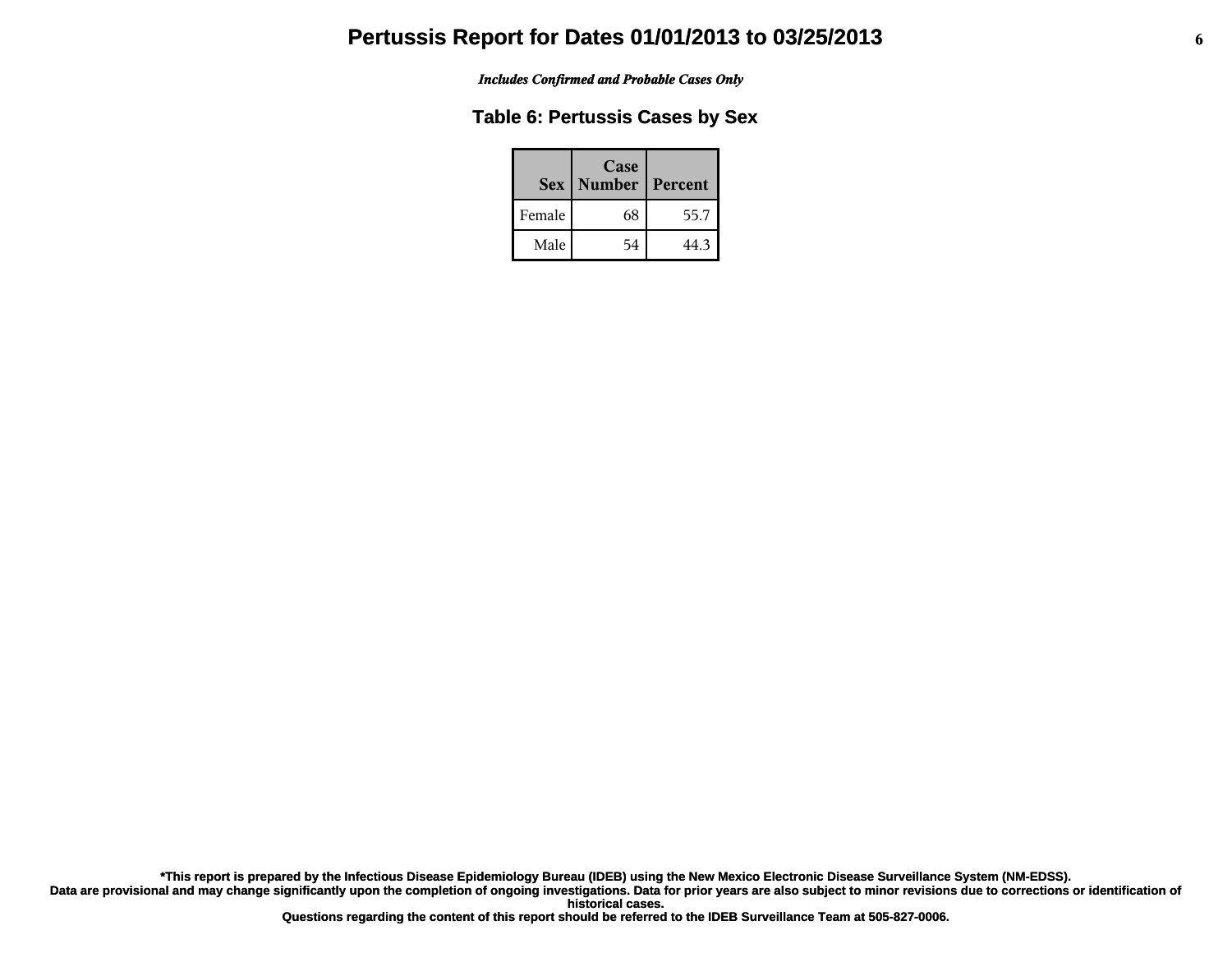# Pertussis Report for Dates 01/01/2013 to 03/25/2013

***Includes Confirmed and Probable Cases Only***

## Table 6: Pertussis Cases by Sex

| Sex | Case Number | Percent |
|---|---|---|
| Female | 68 | 55.7 |
| Male | 54 | 44.3 |

**\*This report is prepared by the Infectious Disease Epidemiology Bureau (IDEB) using the New Mexico Electronic Disease Surveillance System (NM-EDSS). Data are provisional and may change significantly upon the completion of ongoing investigations. Data for prior years are also subject to minor revisions due to corrections or identification of historical cases. Questions regarding the content of this report should be referred to the IDEB Surveillance Team at 505-827-0006.**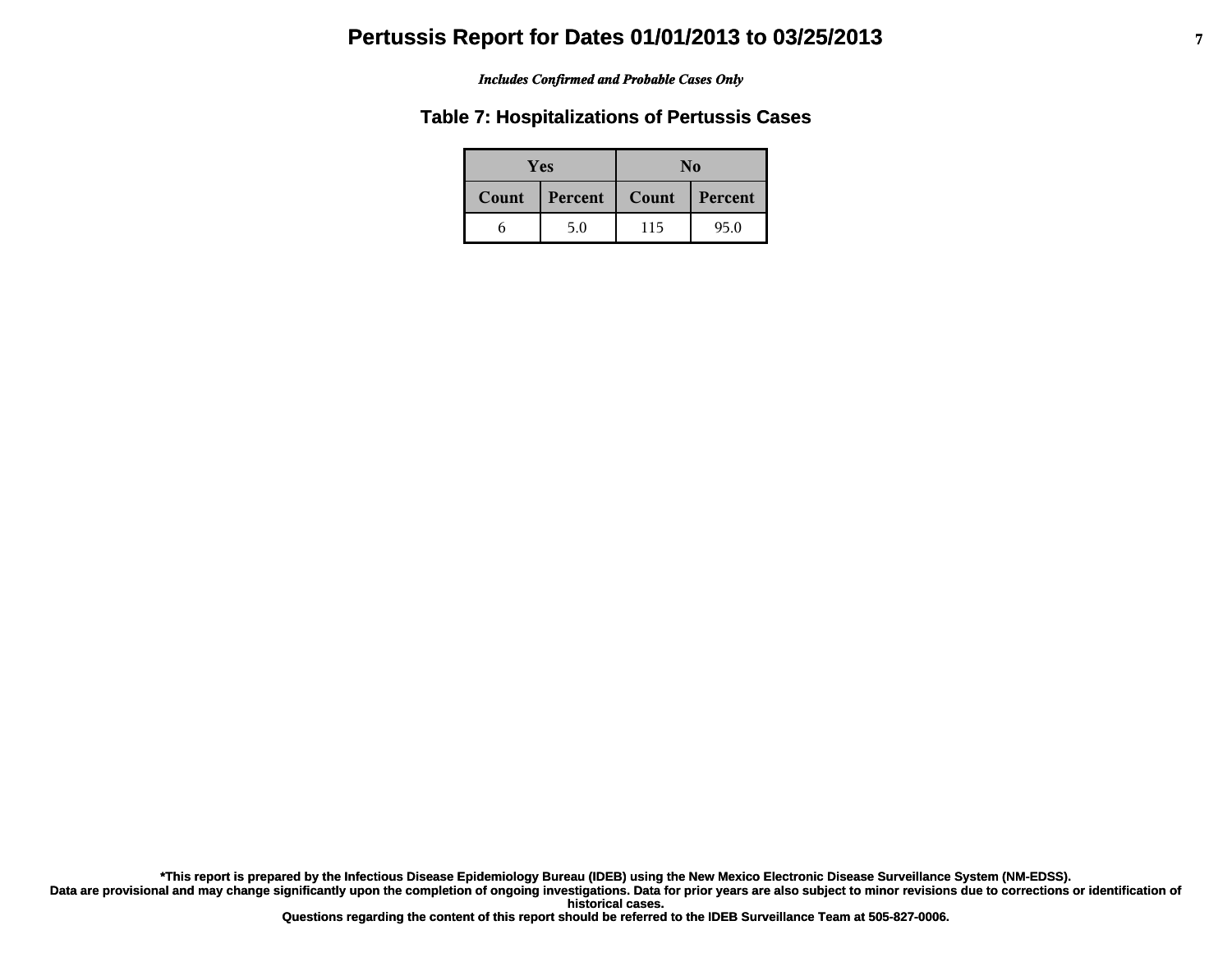# Pertussis Report for Dates 01/01/2013 to 03/25/2013

*Includes Confirmed and Probable Cases Only*

## Table 7: Hospitalizations of Pertussis Cases

| Yes | | No | |
|---|---|---|---|
| Count | Percent | Count | Percent |
| 6 | 5.0 | 115 | 95.0 |

**\*This report is prepared by the Infectious Disease Epidemiology Bureau (IDEB) using the New Mexico Electronic Disease Surveillance System (NM-EDSS).**
**Data are provisional and may change significantly upon the completion of ongoing investigations. Data for prior years are also subject to minor revisions due to corrections or identification of historical cases.**
**Questions regarding the content of this report should be referred to the IDEB Surveillance Team at 505-827-0006.**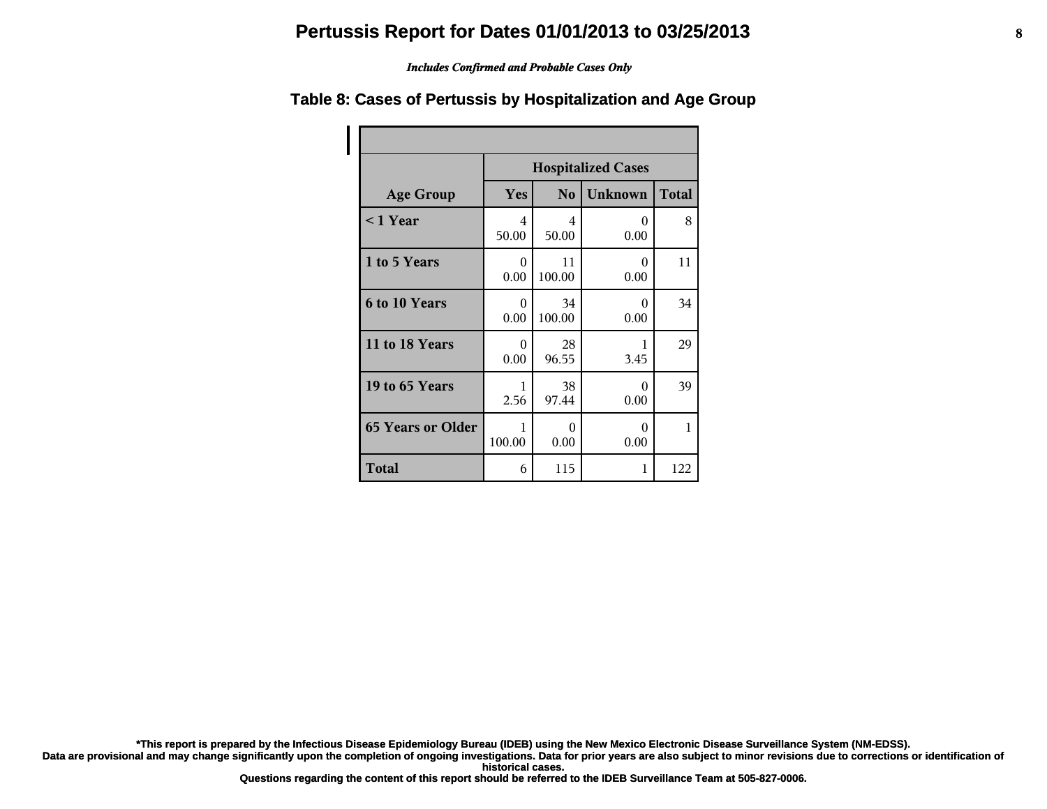# Pertussis Report for Dates 01/01/2013 to 03/25/2013

*Includes Confirmed and Probable Cases Only*

## Table 8: Cases of Pertussis by Hospitalization and Age Group

| Age Group | Hospitalized Cases | | | |
|---|---|---|---|---|
| | Yes | No | Unknown | Total |
| < 1 Year | 4<br>50.00 | 4<br>50.00 | 0<br>0.00 | 8 |
| 1 to 5 Years | 0<br>0.00 | 11<br>100.00 | 0<br>0.00 | 11 |
| 6 to 10 Years | 0<br>0.00 | 34<br>100.00 | 0<br>0.00 | 34 |
| 11 to 18 Years | 0<br>0.00 | 28<br>96.55 | 1<br>3.45 | 29 |
| 19 to 65 Years | 1<br>2.56 | 38<br>97.44 | 0<br>0.00 | 39 |
| 65 Years or Older | 1<br>100.00 | 0<br>0.00 | 0<br>0.00 | 1 |
| Total | 6 | 115 | 1 | 122 |

**\*This report is prepared by the Infectious Disease Epidemiology Bureau (IDEB) using the New Mexico Electronic Disease Surveillance System (NM-EDSS).**
**Data are provisional and may change significantly upon the completion of ongoing investigations. Data for prior years are also subject to minor revisions due to corrections or identification of historical cases.**
**Questions regarding the content of this report should be referred to the IDEB Surveillance Team at 505-827-0006.**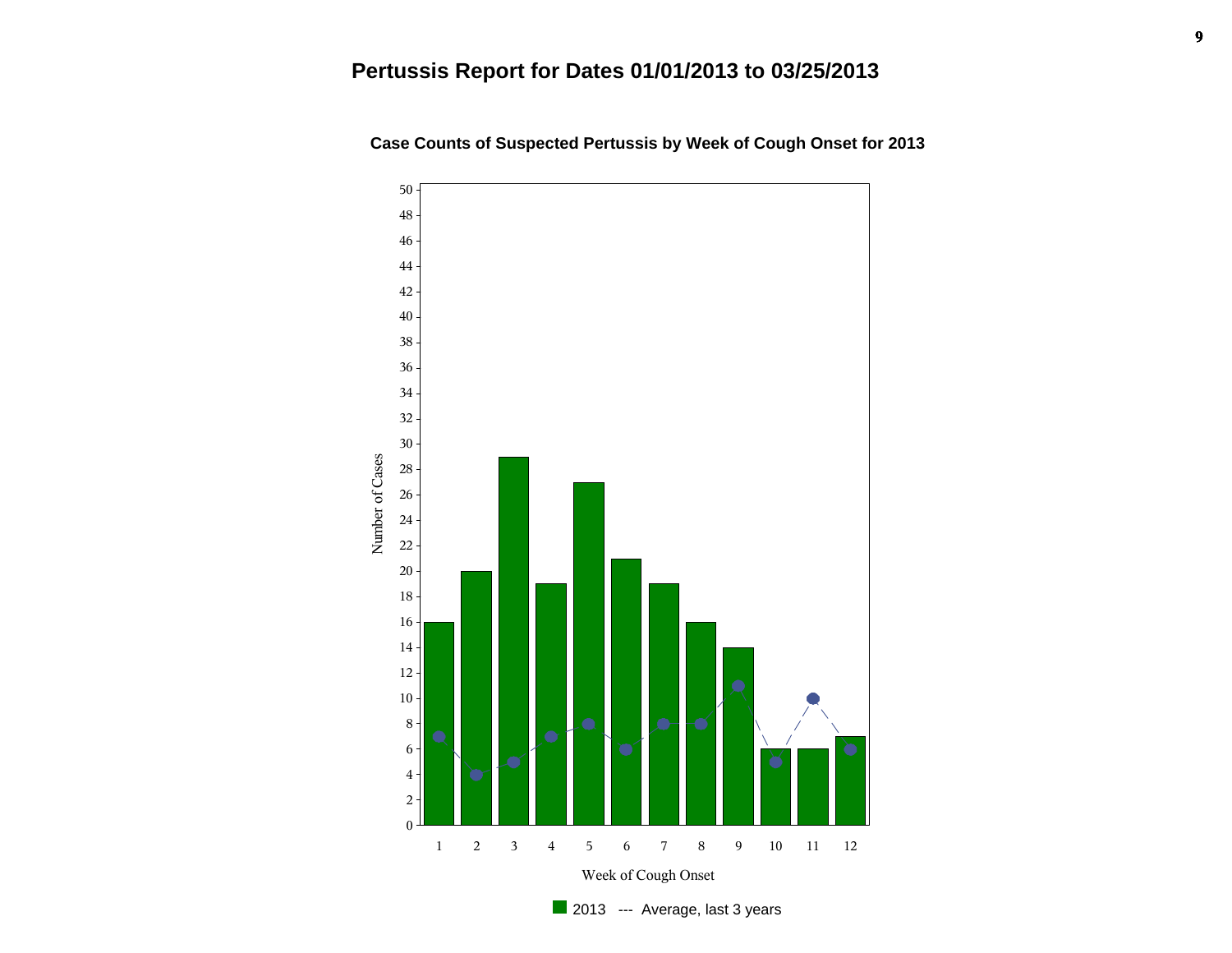# Pertussis Report for Dates 01/01/2013 to 03/25/2013

**Case Counts of Suspected Pertussis by Week of Cough Onset for 2013**

Number of Cases

50
48
46
44
42
40
38
36
34
32
30
28
26
24
22
20
18
16
14
12
10
8
6
4
2
0

1 2 3 4 5 6 7 8 9 10 11 12

Week of Cough Onset

2013 --- Average, last 3 years